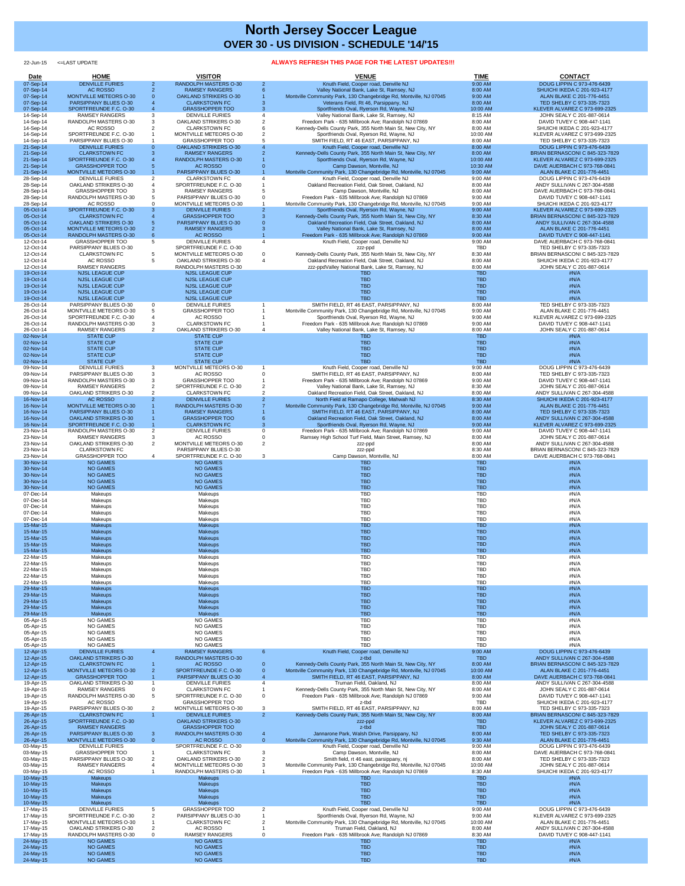# North Jersey Soccer League

## OVER 30 - US DIVISION - SCHEDULE '14/'15

22-Jun-15 <=LAST UPDATE

**ALWAYS REFRESH THIS PAGE FOR THE LATEST UPDATES!!!**

| Date | HOME | | VISITOR | | VENUE | TIME | CONTACT |
|---|---|---|---|---|---|---|---|
| 07-Sep-14 | DENVILLE FURIES | 2 | RANDOLPH MASTERS O-30 | 2 | Knuth Field, Cooper road, Denville NJ | 9:00 AM | DOUG LIPPIN C 973-476-6439 |
| 07-Sep-14 | AC ROSSO | 2 | RAMSEY RANGERS | 6 | Valley National Bank, Lake St, Ramsey, NJ | 8:00 AM | SHUICHI IKEDA C 201-923-4177 |
| 07-Sep-14 | MONTVILLE METEORS O-30 | 0 | OAKLAND STRIKERS O-30 | 1 | Montville Community Park, 130 Changebridge Rd, Montville, NJ 07045 | 9:00 AM | ALAN BLAKE C 201-776-4451 |
| 07-Sep-14 | PARSIPPANY BLUES O-30 | 4 | CLARKSTOWN FC | 3 | Veterans Field, Rt 46, Parsippany, NJ | 8:00 AM | TED SHELBY C 973-335-7323 |
| 07-Sep-14 | SPORTFREUNDE F.C. O-30 | 4 | GRASSHOPPER TOO | 3 | Sportfriends Oval, Ryerson Rd, Wayne, NJ | 10:00 AM | KLEVER ALVAREZ C 973-699-2325 |
| 14-Sep-14 | RAMSEY RANGERS | 3 | DENVILLE FURIES | 4 | Valley National Bank, Lake St, Ramsey, NJ | 8:15 AM | JOHN SEALY C 201-887-0614 |
| 14-Sep-14 | RANDOLPH MASTERS O-30 | 3 | OAKLAND STRIKERS O-30 | 2 | Freedom Park - 635 Millbrook Ave; Randolph NJ 07869 | 8:00 AM | DAVID TUVEY C 908-447-1141 |
| 14-Sep-14 | AC ROSSO | 2 | CLARKSTOWN FC | 6 | Kennedy-Dells County Park, 355 North Main St, New City, NY | 8:00 AM | SHUICHI IKEDA C 201-923-4177 |
| 14-Sep-14 | SPORTFREUNDE F.C. O-30 | 1 | MONTVILLE METEORS O-30 | 2 | Sportfriends Oval, Ryerson Rd, Wayne, NJ | 10:00 AM | KLEVER ALVAREZ C 973-699-2325 |
| 14-Sep-14 | PARSIPPANY BLUES O-30 | 1 | GRASSHOPPER TOO | 5 | SMITH FIELD, RT 46 EAST, PARSIPPANY, NJ | 8:00 AM | TED SHELBY C 973-335-7323 |
| 21-Sep-14 | DENVILLE FURIES | 0 | OAKLAND STRIKERS O-30 | 4 | Knuth Field, Cooper road, Denville NJ | 8:00 AM | DOUG LIPPIN C 973-476-6439 |
| 21-Sep-14 | CLARKSTOWN FC | 3 | RAMSEY RANGERS | 2 | Kennedy-Dells County Park, 355 North Main St, New City, NY | 8:00 AM | BRIAN BERNASCONI C 845-323-7829 |
| 21-Sep-14 | SPORTFREUNDE F.C. O-30 | 4 | RANDOLPH MASTERS O-30 | 1 | Sportfriends Oval, Ryerson Rd, Wayne, NJ | 10:00 AM | KLEVER ALVAREZ C 973-699-2325 |
| 21-Sep-14 | GRASSHOPPER TOO | 5 | AC ROSSO | 0 | Camp Dawson, Montville, NJ | 10:30 AM | DAVE AUERBACH C 973-768-0841 |
| 21-Sep-14 | MONTVILLE METEORS O-30 | 1 | PARSIPPANY BLUES O-30 | 1 | Montville Community Park, 130 Changebridge Rd, Montville, NJ 07045 | 9:00 AM | ALAN BLAKE C 201-776-4451 |
| 28-Sep-14 | DENVILLE FURIES | 2 | CLARKSTOWN FC | 4 | Knuth Field, Cooper road, Denville NJ | 9:00 AM | DOUG LIPPIN C 973-476-6439 |
| 28-Sep-14 | OAKLAND STRIKERS O-30 | 4 | SPORTFREUNDE F.C. O-30 | 1 | Oakland Recreation Field, Oak Street, Oakland, NJ | 8:00 AM | ANDY SULLIVAN C 267-304-4588 |
| 28-Sep-14 | GRASSHOPPER TOO | 3 | RAMSEY RANGERS | 5 | Camp Dawson, Montville, NJ | 8:00 AM | DAVE AUERBACH C 973-768-0841 |
| 28-Sep-14 | RANDOLPH MASTERS O-30 | 5 | PARSIPPANY BLUES O-30 | 0 | Freedom Park - 635 Millbrook Ave; Randolph NJ 07869 | 9:00 AM | DAVID TUVEY C 908-447-1141 |
| 28-Sep-14 | AC ROSSO | 0 | MONTVILLE METEORS O-30 | 1 | Montville Community Park, 130 Changebridge Rd, Montville, NJ 07045 | 9:00 AM | SHUICHI IKEDA C 201-923-4177 |
| 05-Oct-14 | SPORTFREUNDE F.C. O-30 | 3 | DENVILLE FURIES | 2 | Sportfriends Oval, Ryerson Rd, Wayne, NJ | 9:00 AM | KLEVER ALVAREZ C 973-699-2325 |
| 05-Oct-14 | CLARKSTOWN FC | 4 | GRASSHOPPER TOO | 3 | Kennedy-Dells County Park, 355 North Main St, New City, NY | 8:30 AM | BRIAN BERNASCONI C 845-323-7829 |
| 05-Oct-14 | OAKLAND STRIKERS O-30 | 5 | PARSIPPANY BLUES O-30 | 0 | Oakland Recreation Field, Oak Street, Oakland, NJ | 8:00 AM | ANDY SULLIVAN C 267-304-4588 |
| 05-Oct-14 | MONTVILLE METEORS O-30 | 2 | RAMSEY RANGERS | 3 | Valley National Bank, Lake St, Ramsey, NJ | 8:00 AM | ALAN BLAKE C 201-776-4451 |
| 05-Oct-14 | RANDOLPH MASTERS O-30 | 6 | AC ROSSO | 1 | Freedom Park - 635 Millbrook Ave; Randolph NJ 07869 | 9:00 AM | DAVID TUVEY C 908-447-1141 |
| 12-Oct-14 | GRASSHOPPER TOO | 5 | DENVILLE FURIES | 4 | Knuth Field, Cooper road, Denville NJ | 9:00 AM | DAVE AUERBACH C 973-768-0841 |
| 12-Oct-14 | PARSIPPANY BLUES O-30 | | SPORTFREUNDE F.C. O-30 | | zzz-ppd | TBD | TED SHELBY C 973-335-7323 |
| 12-Oct-14 | CLARKSTOWN FC | 5 | MONTVILLE METEORS O-30 | 0 | Kennedy-Dells County Park, 355 North Main St, New City, NY | 8:30 AM | BRIAN BERNASCONI C 845-323-7829 |
| 12-Oct-14 | AC ROSSO | 5 | OAKLAND STRIKERS O-30 | 4 | Oakland Recreation Field, Oak Street, Oakland, NJ | 8:00 AM | SHUICHI IKEDA C 201-923-4177 |
| 12-Oct-14 | RAMSEY RANGERS | | RANDOLPH MASTERS O-30 | | zzz-ppdValley National Bank, Lake St, Ramsey, NJ | 8:00 AM | JOHN SEALY C 201-887-0614 |
| 19-Oct-14 | NJSL LEAGUE CUP | | NJSL LEAGUE CUP | | TBD | TBD | #N/A |
| 19-Oct-14 | NJSL LEAGUE CUP | | NJSL LEAGUE CUP | | TBD | TBD | #N/A |
| 19-Oct-14 | NJSL LEAGUE CUP | | NJSL LEAGUE CUP | | TBD | TBD | #N/A |
| 19-Oct-14 | NJSL LEAGUE CUP | | NJSL LEAGUE CUP | | TBD | TBD | #N/A |
| 19-Oct-14 | NJSL LEAGUE CUP | | NJSL LEAGUE CUP | | TBD | TBD | #N/A |
| 26-Oct-14 | PARSIPPANY BLUES O-30 | 0 | DENVILLE FURIES | 1 | SMITH FIELD, RT 46 EAST, PARSIPPANY, NJ | 8:00 AM | TED SHELBY C 973-335-7323 |
| 26-Oct-14 | MONTVILLE METEORS O-30 | 5 | GRASSHOPPER TOO | 1 | Montville Community Park, 130 Changebridge Rd, Montville, NJ 07045 | 9:00 AM | ALAN BLAKE C 201-776-4451 |
| 26-Oct-14 | SPORTFREUNDE F.C. O-30 | 4 | AC ROSSO | 1 | Sportfriends Oval, Ryerson Rd, Wayne, NJ | 9:00 AM | KLEVER ALVAREZ C 973-699-2325 |
| 26-Oct-14 | RANDOLPH MASTERS O-30 | 3 | CLARKSTOWN FC | 1 | Freedom Park - 635 Millbrook Ave; Randolph NJ 07869 | 9:00 AM | DAVID TUVEY C 908-447-1141 |
| 26-Oct-14 | RAMSEY RANGERS | 2 | OAKLAND STRIKERS O-30 | 4 | Valley National Bank, Lake St, Ramsey, NJ | 8:00 AM | JOHN SEALY C 201-887-0614 |
| 02-Nov-14 | STATE CUP | | STATE CUP | | TBD | TBD | #N/A |
| 02-Nov-14 | STATE CUP | | STATE CUP | | TBD | TBD | #N/A |
| 02-Nov-14 | STATE CUP | | STATE CUP | | TBD | TBD | #N/A |
| 02-Nov-14 | STATE CUP | | STATE CUP | | TBD | TBD | #N/A |
| 02-Nov-14 | STATE CUP | | STATE CUP | | TBD | TBD | #N/A |
| 09-Nov-14 | DENVILLE FURIES | 3 | MONTVILLE METEORS O-30 | 1 | Knuth Field, Cooper road, Denville NJ | 9:00 AM | DOUG LIPPIN C 973-476-6439 |
| 09-Nov-14 | PARSIPPANY BLUES O-30 | 3 | AC ROSSO | 0 | SMITH FIELD, RT 46 EAST, PARSIPPANY, NJ | 8:00 AM | TED SHELBY C 973-335-7323 |
| 09-Nov-14 | RANDOLPH MASTERS O-30 | 3 | GRASSHOPPER TOO | 1 | Freedom Park - 635 Millbrook Ave; Randolph NJ 07869 | 9:00 AM | DAVID TUVEY C 908-447-1141 |
| 09-Nov-14 | RAMSEY RANGERS | 2 | SPORTFREUNDE F.C. O-30 | 2 | Valley National Bank, Lake St, Ramsey, NJ | 8:30 AM | JOHN SEALY C 201-887-0614 |
| 09-Nov-14 | OAKLAND STRIKERS O-30 | 2 | CLARKSTOWN FC | 2 | Oakland Recreation Field, Oak Street, Oakland, NJ | 8:00 AM | ANDY SULLIVAN C 267-304-4588 |
| 16-Nov-14 | AC ROSSO | 2 | DENVILLE FURIES | 2 | North Field at Ramapo College, Mahwah NJ | 8:30 AM | SHUICHI IKEDA C 201-923-4177 |
| 16-Nov-14 | MONTVILLE METEORS O-30 | 1 | RANDOLPH MASTERS O-30 | 7 | Montville Community Park, 130 Changebridge Rd, Montville, NJ 07045 | 9:00 AM | ALAN BLAKE C 201-776-4451 |
| 16-Nov-14 | PARSIPPANY BLUES O-30 | 1 | RAMSEY RANGERS | 1 | SMITH FIELD, RT 46 EAST, PARSIPPANY, NJ | 8:00 AM | TED SHELBY C 973-335-7323 |
| 16-Nov-14 | OAKLAND STRIKERS O-30 | 1 | GRASSHOPPER TOO | 6 | Oakland Recreation Field, Oak Street, Oakland, NJ | 8:00 AM | ANDY SULLIVAN C 267-304-4588 |
| 16-Nov-14 | SPORTFREUNDE F.C. O-30 | 1 | CLARKSTOWN FC | 3 | Sportfriends Oval, Ryerson Rd, Wayne, NJ | 9:00 AM | KLEVER ALVAREZ C 973-699-2325 |
| 23-Nov-14 | RANDOLPH MASTERS O-30 | 2 | DENVILLE FURIES | 0 | Freedom Park - 635 Millbrook Ave; Randolph NJ 07869 | 9:00 AM | DAVID TUVEY C 908-447-1141 |
| 23-Nov-14 | RAMSEY RANGERS | 3 | AC ROSSO | 0 | Ramsey High School Turf Field, Main Street, Ramsey, NJ | 8:00 AM | JOHN SEALY C 201-887-0614 |
| 23-Nov-14 | OAKLAND STRIKERS O-30 | 2 | MONTVILLE METEORS O-30 | 2 | zzz-ppd | 8:00 AM | ANDY SULLIVAN C 267-304-4588 |
| 23-Nov-14 | CLARKSTOWN FC | | PARSIPPANY BLUES O-30 | | zzz-ppd | 8:30 AM | BRIAN BERNASCONI C 845-323-7829 |
| 23-Nov-14 | GRASSHOPPER TOO | 4 | SPORTFREUNDE F.C. O-30 | 3 | Camp Dawson, Montville, NJ | 8:00 AM | DAVE AUERBACH C 973-768-0841 |
| 30-Nov-14 | NO GAMES | | NO GAMES | | TBD | TBD | #N/A |
| 30-Nov-14 | NO GAMES | | NO GAMES | | TBD | TBD | #N/A |
| 30-Nov-14 | NO GAMES | | NO GAMES | | TBD | TBD | #N/A |
| 30-Nov-14 | NO GAMES | | NO GAMES | | TBD | TBD | #N/A |
| 30-Nov-14 | NO GAMES | | NO GAMES | | TBD | TBD | #N/A |
| 07-Dec-14 | Makeups | | Makeups | | TBD | TBD | #N/A |
| 07-Dec-14 | Makeups | | Makeups | | TBD | TBD | #N/A |
| 07-Dec-14 | Makeups | | Makeups | | TBD | TBD | #N/A |
| 07-Dec-14 | Makeups | | Makeups | | TBD | TBD | #N/A |
| 07-Dec-14 | Makeups | | Makeups | | TBD | TBD | #N/A |
| 15-Mar-15 | Makeups | | Makeups | | TBD | TBD | #N/A |
| 15-Mar-15 | Makeups | | Makeups | | TBD | TBD | #N/A |
| 15-Mar-15 | Makeups | | Makeups | | TBD | TBD | #N/A |
| 15-Mar-15 | Makeups | | Makeups | | TBD | TBD | #N/A |
| 15-Mar-15 | Makeups | | Makeups | | TBD | TBD | #N/A |
| 22-Mar-15 | Makeups | | Makeups | | TBD | TBD | #N/A |
| 22-Mar-15 | Makeups | | Makeups | | TBD | TBD | #N/A |
| 22-Mar-15 | Makeups | | Makeups | | TBD | TBD | #N/A |
| 22-Mar-15 | Makeups | | Makeups | | TBD | TBD | #N/A |
| 22-Mar-15 | Makeups | | Makeups | | TBD | TBD | #N/A |
| 29-Mar-15 | Makeups | | Makeups | | TBD | TBD | #N/A |
| 29-Mar-15 | Makeups | | Makeups | | TBD | TBD | #N/A |
| 29-Mar-15 | Makeups | | Makeups | | TBD | TBD | #N/A |
| 29-Mar-15 | Makeups | | Makeups | | TBD | TBD | #N/A |
| 29-Mar-15 | Makeups | | Makeups | | TBD | TBD | #N/A |
| 05-Apr-15 | NO GAMES | | NO GAMES | | TBD | TBD | #N/A |
| 05-Apr-15 | NO GAMES | | NO GAMES | | TBD | TBD | #N/A |
| 05-Apr-15 | NO GAMES | | NO GAMES | | TBD | TBD | #N/A |
| 05-Apr-15 | NO GAMES | | NO GAMES | | TBD | TBD | #N/A |
| 05-Apr-15 | NO GAMES | | NO GAMES | | TBD | TBD | #N/A |
| 12-Apr-15 | DENVILLE FURIES | 4 | RAMSEY RANGERS | 6 | Knuth Field, Cooper road, Denville NJ | 9:00 AM | DOUG LIPPIN C 973-476-6439 |
| 12-Apr-15 | OAKLAND STRIKERS O-30 | | RANDOLPH MASTERS O-30 | | z-tbd | TBD | ANDY SULLIVAN C 267-304-4588 |
| 12-Apr-15 | CLARKSTOWN FC | 1 | AC ROSSO | 0 | Kennedy-Dells County Park, 355 North Main St, New City, NY | 8:00 AM | BRIAN BERNASCONI C 845-323-7829 |
| 12-Apr-15 | MONTVILLE METEORS O-30 | 2 | SPORTFREUNDE F.C. O-30 | 0 | Montville Community Park, 130 Changebridge Rd, Montville, NJ 07045 | 10:00 AM | ALAN BLAKE C 201-776-4451 |
| 12-Apr-15 | GRASSHOPPER TOO | 1 | PARSIPPANY BLUES O-30 | 4 | SMITH FIELD, RT 46 EAST, PARSIPPANY, NJ | 8:00 AM | DAVE AUERBACH C 973-768-0841 |
| 19-Apr-15 | OAKLAND STRIKERS O-30 | 1 | DENVILLE FURIES | 4 | Truman Field, Oakland, NJ | 8:00 AM | ANDY SULLIVAN C 267-304-4588 |
| 19-Apr-15 | RAMSEY RANGERS | 0 | CLARKSTOWN FC | 1 | Kennedy-Dells County Park, 355 North Main St, New City, NY | 8:00 AM | JOHN SEALY C 201-887-0614 |
| 19-Apr-15 | RANDOLPH MASTERS O-30 | 5 | SPORTFREUNDE F.C. O-30 | 0 | Freedom Park - 635 Millbrook Ave; Randolph NJ 07869 | 9:00 AM | DAVID TUVEY C 908-447-1141 |
| 19-Apr-15 | AC ROSSO | | GRASSHOPPER TOO | | z-tbd | TBD | SHUICHI IKEDA C 201-923-4177 |
| 19-Apr-15 | PARSIPPANY BLUES O-30 | 2 | MONTVILLE METEORS O-30 | 3 | SMITH FIELD, RT 46 EAST, PARSIPPANY, NJ | 8:00 AM | TED SHELBY C 973-335-7323 |
| 26-Apr-15 | CLARKSTOWN FC | 1 | DENVILLE FURIES | 2 | Kennedy-Dells County Park, 355 North Main St, New City, NY | 8:00 AM | BRIAN BERNASCONI C 845-323-7829 |
| 26-Apr-15 | SPORTFREUNDE F.C. O-30 | | OAKLAND STRIKERS O-30 | | zzz-ppd | TBD | KLEVER ALVAREZ C 973-699-2325 |
| 26-Apr-15 | RAMSEY RANGERS | | GRASSHOPPER TOO | | z-tbd | TBD | JOHN SEALY C 201-887-0614 |
| 26-Apr-15 | PARSIPPANY BLUES O-30 | 3 | RANDOLPH MASTERS O-30 | 4 | Jannarone Park, Walsh Drive, Parsippany, NJ | 8:00 AM | TED SHELBY C 973-335-7323 |
| 26-Apr-15 | MONTVILLE METEORS O-30 | 0 | AC ROSSO | 0 | Montville Community Park, 130 Changebridge Rd, Montville, NJ 07045 | 9:30 AM | ALAN BLAKE C 201-776-4451 |
| 03-May-15 | DENVILLE FURIES | | SPORTFREUNDE F.C. O-30 | | Knuth Field, Cooper road, Denville NJ | 9:00 AM | DOUG LIPPIN C 973-476-6439 |
| 03-May-15 | GRASSHOPPER TOO | 1 | CLARKSTOWN FC | 3 | Camp Dawson, Montville, NJ | 8:00 AM | DAVE AUERBACH C 973-768-0841 |
| 03-May-15 | PARSIPPANY BLUES O-30 | 2 | OAKLAND STRIKERS O-30 | 2 | Smith field, rt 46 east, parsippany, nj | 8:00 AM | TED SHELBY C 973-335-7323 |
| 03-May-15 | RAMSEY RANGERS | 4 | MONTVILLE METEORS O-30 | 3 | Montville Community Park, 130 Changebridge Rd, Montville, NJ 07045 | 10:00 AM | JOHN SEALY C 201-887-0614 |
| 03-May-15 | AC ROSSO | 1 | RANDOLPH MASTERS O-30 | 1 | Freedom Park - 635 Millbrook Ave; Randolph NJ 07869 | 8:30 AM | SHUICHI IKEDA C 201-923-4177 |
| 10-May-15 | Makeups | | Makeups | | TBD | TBD | #N/A |
| 10-May-15 | Makeups | | Makeups | | TBD | TBD | #N/A |
| 10-May-15 | Makeups | | Makeups | | TBD | TBD | #N/A |
| 10-May-15 | Makeups | | Makeups | | TBD | TBD | #N/A |
| 10-May-15 | Makeups | | Makeups | | TBD | TBD | #N/A |
| 17-May-15 | DENVILLE FURIES | 5 | GRASSHOPPER TOO | 2 | Knuth Field, Cooper road, Denville NJ | 9:00 AM | DOUG LIPPIN C 973-476-6439 |
| 17-May-15 | SPORTFREUNDE F.C. O-30 | 2 | PARSIPPANY BLUES O-30 | 1 | Sportfriends Oval, Ryerson Rd, Wayne, NJ | 9:00 AM | KLEVER ALVAREZ C 973-699-2325 |
| 17-May-15 | MONTVILLE METEORS O-30 | 1 | CLARKSTOWN FC | 2 | Montville Community Park, 130 Changebridge Rd, Montville, NJ 07045 | 10:00 AM | ALAN BLAKE C 201-776-4451 |
| 17-May-15 | OAKLAND STRIKERS O-30 | 2 | AC ROSSO | 1 | Truman Field, Oakland, NJ | 8:00 AM | ANDY SULLIVAN C 267-304-4588 |
| 17-May-15 | RANDOLPH MASTERS O-30 | 0 | RAMSEY RANGERS | 0 | Freedom Park - 635 Millbrook Ave; Randolph NJ 07869 | 8:30 AM | DAVID TUVEY C 908-447-1141 |
| 24-May-15 | NO GAMES | | NO GAMES | | TBD | TBD | #N/A |
| 24-May-15 | NO GAMES | | NO GAMES | | TBD | TBD | #N/A |
| 24-May-15 | NO GAMES | | NO GAMES | | TBD | TBD | #N/A |
| 24-May-15 | NO GAMES | | NO GAMES | | TBD | TBD | #N/A |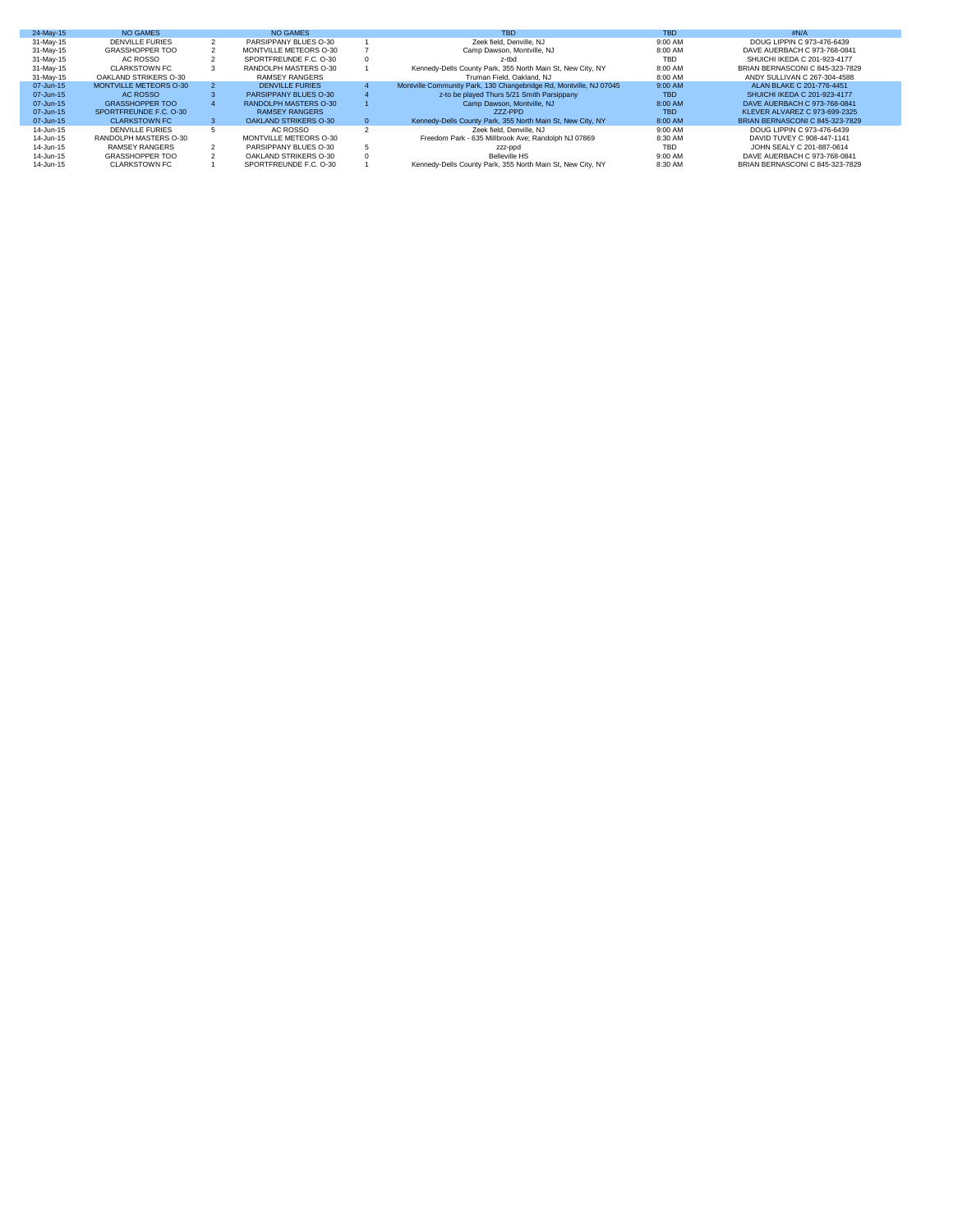| | | | | | | | |
|---|---|---|---|---|---|---|---|
| 24-May-15 | NO GAMES | | NO GAMES | | TBD | TBD | #N/A |
| 31-May-15 | DENVILLE FURIES | 2 | PARSIPPANY BLUES O-30 | 1 | Zeek field, Denville, NJ | 9:00 AM | DOUG LIPPIN C 973-476-6439 |
| 31-May-15 | GRASSHOPPER TOO | 2 | MONTVILLE METEORS O-30 | 7 | Camp Dawson, Montville, NJ | 8:00 AM | DAVE AUERBACH C 973-768-0841 |
| 31-May-15 | AC ROSSO | 2 | SPORTFREUNDE F.C. O-30 | 0 | z-tbd | TBD | SHUICHI IKEDA C 201-923-4177 |
| 31-May-15 | CLARKSTOWN FC | 3 | RANDOLPH MASTERS O-30 | 1 | Kennedy-Dells County Park, 355 North Main St, New City, NY | 8:00 AM | BRIAN BERNASCONI C 845-323-7829 |
| 31-May-15 | OAKLAND STRIKERS O-30 | | RAMSEY RANGERS | | Truman Field, Oakland, NJ | 8:00 AM | ANDY SULLIVAN C 267-304-4588 |
| 07-Jun-15 | MONTVILLE METEORS O-30 | 2 | DENVILLE FURIES | 4 | Montville Community Park, 130 Changebridge Rd, Montville, NJ 07045 | 9:00 AM | ALAN BLAKE C 201-776-4451 |
| 07-Jun-15 | AC ROSSO | 3 | PARSIPPANY BLUES O-30 | 4 | z-to be played Thurs 5/21 Smith Parsippany | TBD | SHUICHI IKEDA C 201-923-4177 |
| 07-Jun-15 | GRASSHOPPER TOO | 4 | RANDOLPH MASTERS O-30 | 1 | Camp Dawson, Montville, NJ | 8:00 AM | DAVE AUERBACH C 973-768-0841 |
| 07-Jun-15 | SPORTFREUNDE F.C. O-30 | | RAMSEY RANGERS | | ZZZ-PPD | TBD | KLEVER ALVAREZ C 973-699-2325 |
| 07-Jun-15 | CLARKSTOWN FC | 3 | OAKLAND STRIKERS O-30 | 0 | Kennedy-Dells County Park, 355 North Main St, New City, NY | 8:00 AM | BRIAN BERNASCONI C 845-323-7829 |
| 14-Jun-15 | DENVILLE FURIES | 5 | AC ROSSO | 2 | Zeek field, Denville, NJ | 9:00 AM | DOUG LIPPIN C 973-476-6439 |
| 14-Jun-15 | RANDOLPH MASTERS O-30 | | MONTVILLE METEORS O-30 | | Freedom Park - 635 Millbrook Ave; Randolph NJ 07869 | 8:30 AM | DAVID TUVEY C 908-447-1141 |
| 14-Jun-15 | RAMSEY RANGERS | 2 | PARSIPPANY BLUES O-30 | 5 | zzz-ppd | TBD | JOHN SEALY C 201-887-0614 |
| 14-Jun-15 | GRASSHOPPER TOO | 2 | OAKLAND STRIKERS O-30 | 0 | Belleville HS | 9:00 AM | DAVE AUERBACH C 973-768-0841 |
| 14-Jun-15 | CLARKSTOWN FC | 1 | SPORTFREUNDE F.C. O-30 | 1 | Kennedy-Dells County Park, 355 North Main St, New City, NY | 8:30 AM | BRIAN BERNASCONI C 845-323-7829 |